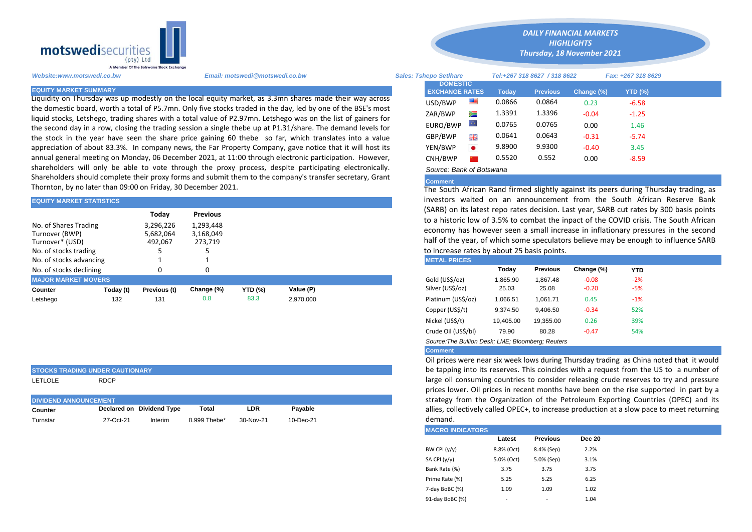**motswedisecurities** (pty) Ltd
A Member Of The Botswana Stock Exchange

# DAILY FINANCIAL MARKETS HIGHLIGHTS
*Thursday, 18 November 2021*

*Website:www.motswedi.co.bw* | *Email: motswedi@motswedi.co.bw* | *Sales: Tshepo Setlhare* | *Tel:+267 318 8627 / 318 8622* | *Fax: +267 318 8629*

## EQUITY MARKET SUMMARY

Liquidity on Thursday was up modestly on the local equity market, as 3.3mn shares made their way across the domestic board, worth a total of P5.7mn. Only five stocks traded in the day, led by one of the BSE's most liquid stocks, Letshego, trading shares with a total value of P2.97mn. Letshego was on the list of gainers for the second day in a row, closing the trading session a single thebe up at P1.31/share. The demand levels for the stock in the year have seen the share price gaining 60 thebe so far, which translates into a value appreciation of about 83.3%. In company news, the Far Property Company, gave notice that it will host its annual general meeting on Monday, 06 December 2021, at 11:00 through electronic participation. However, shareholders will only be able to vote through the proxy process, despite participating electronically. Shareholders should complete their proxy forms and submit them to the company's transfer secretary, Grant Thornton, by no later than 09:00 on Friday, 30 December 2021.

## EQUITY MARKET STATISTICS

| | Today | Previous |
|---|---|---|
| No. of Shares Trading | 3,296,226 | 1,293,448 |
| Turnover (BWP) | 5,682,064 | 3,168,049 |
| Turnover* (USD) | 492,067 | 273,719 |
| No. of stocks trading | 5 | 5 |
| No. of stocks advancing | 1 | 1 |
| No. of stocks declining | 0 | 0 |

## MAJOR MARKET MOVERS

| Counter | Today (t) | Previous (t) | Change (%) | YTD (%) | Value (P) |
|---|---|---|---|---|---|
| Letshego | 132 | 131 | 0.8 | 83.3 | 2,970,000 |

## STOCKS TRADING UNDER CAUTIONARY

LETLOLE RDCP

## DIVIDEND ANNOUNCEMENT

| Counter | Declared on | Dividend Type | Total | LDR | Payable |
|---|---|---|---|---|---|
| Turnstar | 27-Oct-21 | Interim | 8.999 Thebe* | 30-Nov-21 | 10-Dec-21 |

## DOMESTIC EXCHANGE RATES

| | Today | Previous | Change (%) | YTD (%) |
|---|---|---|---|---|
| USD/BWP | 0.0866 | 0.0864 | 0.23 | -6.58 |
| ZAR/BWP | 1.3391 | 1.3396 | -0.04 | -1.25 |
| EURO/BWP | 0.0765 | 0.0765 | 0.00 | 1.46 |
| GBP/BWP | 0.0641 | 0.0643 | -0.31 | -5.74 |
| YEN/BWP | 9.8900 | 9.9300 | -0.40 | 3.45 |
| CNH/BWP | 0.5520 | 0.552 | 0.00 | -8.59 |

*Source: Bank of Botswana*

### Comment

The South African Rand firmed slightly against its peers during Thursday trading, as investors waited on an announcement from the South African Reserve Bank (SARB) on its latest repo rates decision. Last year, SARB cut rates by 300 basis points to a historic low of 3.5% to combat the inpact of the COVID crisis. The South African economy has however seen a small increase in inflationary pressures in the second half of the year, of which some speculators believe may be enough to influence SARB to increase rates by about 25 basis points.

## METAL PRICES

| | Today | Previous | Change (%) | YTD |
|---|---|---|---|---|
| Gold (US$/oz) | 1,865.90 | 1,867.48 | -0.08 | -2% |
| Silver (US$/oz) | 25.03 | 25.08 | -0.20 | -5% |
| Platinum (US$/oz) | 1,066.51 | 1,061.71 | 0.45 | -1% |
| Copper (US$/t) | 9,374.50 | 9,406.50 | -0.34 | 52% |
| Nickel (US$/t) | 19,405.00 | 19,355.00 | 0.26 | 39% |
| Crude Oil (US$/bl) | 79.90 | 80.28 | -0.47 | 54% |

*Source:The Bullion Desk; LME; Bloomberg; Reuters*

### Comment

Oil prices were near six week lows during Thursday trading as China noted that it would be tapping into its reserves. This coincides with a request from the US to a number of large oil consuming countries to consider releasing crude reserves to try and pressure prices lower. Oil prices in recent months have been on the rise supported in part by a strategy from the Organization of the Petroleum Exporting Countries (OPEC) and its allies, collectively called OPEC+, to increase production at a slow pace to meet returning demand.

## MACRO INDICATORS

| | Latest | Previous | Dec 20 |
|---|---|---|---|
| BW CPI (y/y) | 8.8% (Oct) | 8.4% (Sep) | 2.2% |
| SA CPI (y/y) | 5.0% (Oct) | 5.0% (Sep) | 3.1% |
| Bank Rate (%) | 3.75 | 3.75 | 3.75 |
| Prime Rate (%) | 5.25 | 5.25 | 6.25 |
| 7-day BoBC (%) | 1.09 | 1.09 | 1.02 |
| 91-day BoBC (%) | - | - | 1.04 |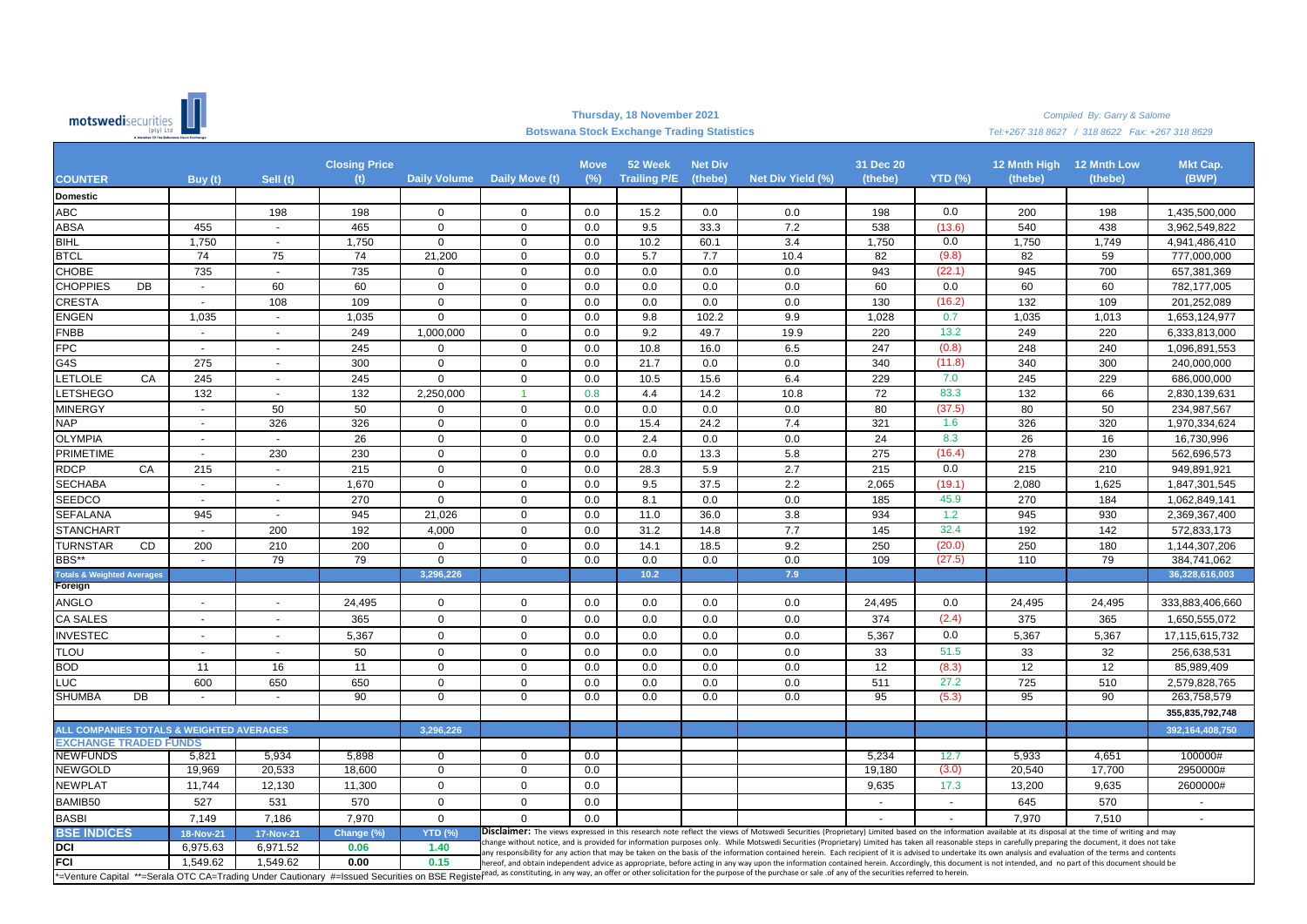motswedisecurities (pty) Ltd A Member Of The Botswana Stock Exchange

**Thursday, 18 November 2021**

**Botswana Stock Exchange Trading Statistics**

*Compiled By: Garry & Salome*

*Tel:+267 318 8627 / 318 8622 Fax: +267 318 8629*

| COUNTER | | Buy (t) | Sell (t) | Closing Price (t) | Daily Volume | Daily Move (t) | Move (%) | 52 Week Trailing P/E | Net Div (thebe) | Net Div Yield (%) | 31 Dec 20 (thebe) | YTD (%) | 12 Mnth High (thebe) | 12 Mnth Low (thebe) | Mkt Cap. (BWP) |
|---|---|---|---|---|---|---|---|---|---|---|---|---|---|---|---|
| **Domestic** | | | | | | | | | | | | | | | |
| ABC | | | 198 | 198 | 0 | 0 | 0.0 | 15.2 | 0.0 | 0.0 | 198 | 0.0 | 200 | 198 | 1,435,500,000 |
| ABSA | | 455 | - | 465 | 0 | 0 | 0.0 | 9.5 | 33.3 | 7.2 | 538 | (13.6) | 540 | 438 | 3,962,549,822 |
| BIHL | | 1,750 | - | 1,750 | 0 | 0 | 0.0 | 10.2 | 60.1 | 3.4 | 1,750 | 0.0 | 1,750 | 1,749 | 4,941,486,410 |
| BTCL | | 74 | 75 | 74 | 21,200 | 0 | 0.0 | 5.7 | 7.7 | 10.4 | 82 | (9.8) | 82 | 59 | 777,000,000 |
| CHOBE | | 735 | - | 735 | 0 | 0 | 0.0 | 0.0 | 0.0 | 0.0 | 943 | (22.1) | 945 | 700 | 657,381,369 |
| CHOPPIES | DB | - | 60 | 60 | 0 | 0 | 0.0 | 0.0 | 0.0 | 0.0 | 60 | 0.0 | 60 | 60 | 782,177,005 |
| CRESTA | | - | 108 | 109 | 0 | 0 | 0.0 | 0.0 | 0.0 | 0.0 | 130 | (16.2) | 132 | 109 | 201,252,089 |
| ENGEN | | 1,035 | - | 1,035 | 0 | 0 | 0.0 | 9.8 | 102.2 | 9.9 | 1,028 | 0.7 | 1,035 | 1,013 | 1,653,124,977 |
| FNBB | | - | - | 249 | 1,000,000 | 0 | 0.0 | 9.2 | 49.7 | 19.9 | 220 | 13.2 | 249 | 220 | 6,333,813,000 |
| FPC | | - | - | 245 | 0 | 0 | 0.0 | 10.8 | 16.0 | 6.5 | 247 | (0.8) | 248 | 240 | 1,096,891,553 |
| G4S | | 275 | - | 300 | 0 | 0 | 0.0 | 21.7 | 0.0 | 0.0 | 340 | (11.8) | 340 | 300 | 240,000,000 |
| LETLOLE | CA | 245 | - | 245 | 0 | 0 | 0.0 | 10.5 | 15.6 | 6.4 | 229 | 7.0 | 245 | 229 | 686,000,000 |
| LETSHEGO | | 132 | - | 132 | 2,250,000 | 1 | 0.8 | 4.4 | 14.2 | 10.8 | 72 | 83.3 | 132 | 66 | 2,830,139,631 |
| MINERGY | | - | 50 | 50 | 0 | 0 | 0.0 | 0.0 | 0.0 | 0.0 | 80 | (37.5) | 80 | 50 | 234,987,567 |
| NAP | | - | 326 | 326 | 0 | 0 | 0.0 | 15.4 | 24.2 | 7.4 | 321 | 1.6 | 326 | 320 | 1,970,334,624 |
| OLYMPIA | | - | - | 26 | 0 | 0 | 0.0 | 2.4 | 0.0 | 0.0 | 24 | 8.3 | 26 | 16 | 16,730,996 |
| PRIMETIME | | - | 230 | 230 | 0 | 0 | 0.0 | 0.0 | 13.3 | 5.8 | 275 | (16.4) | 278 | 230 | 562,696,573 |
| RDCP | CA | 215 | - | 215 | 0 | 0 | 0.0 | 28.3 | 5.9 | 2.7 | 215 | 0.0 | 215 | 210 | 949,891,921 |
| SECHABA | | - | - | 1,670 | 0 | 0 | 0.0 | 9.5 | 37.5 | 2.2 | 2,065 | (19.1) | 2,080 | 1,625 | 1,847,301,545 |
| SEEDCO | | - | - | 270 | 0 | 0 | 0.0 | 8.1 | 0.0 | 0.0 | 185 | 45.9 | 270 | 184 | 1,062,849,141 |
| SEFALANA | | 945 | - | 945 | 21,026 | 0 | 0.0 | 11.0 | 36.0 | 3.8 | 934 | 1.2 | 945 | 930 | 2,369,367,400 |
| STANCHART | | - | 200 | 192 | 4,000 | 0 | 0.0 | 31.2 | 14.8 | 7.7 | 145 | 32.4 | 192 | 142 | 572,833,173 |
| TURNSTAR | CD | 200 | 210 | 200 | 0 | 0 | 0.0 | 14.1 | 18.5 | 9.2 | 250 | (20.0) | 250 | 180 | 1,144,307,206 |
| BBS** | | - | 79 | 79 | 0 | 0 | 0.0 | 0.0 | 0.0 | 0.0 | 109 | (27.5) | 110 | 79 | 384,741,062 |
| **Totals & Weighted Averages** | | | | | 3,296,226 | | | 10.2 | | 7.9 | | | | | 36,328,616,003 |
| **Foreign** | | | | | | | | | | | | | | | |
| ANGLO | | - | - | 24,495 | 0 | 0 | 0.0 | 0.0 | 0.0 | 0.0 | 24,495 | 0.0 | 24,495 | 24,495 | 333,883,406,660 |
| CA SALES | | - | - | 365 | 0 | 0 | 0.0 | 0.0 | 0.0 | 0.0 | 374 | (2.4) | 375 | 365 | 1,650,555,072 |
| INVESTEC | | - | - | 5,367 | 0 | 0 | 0.0 | 0.0 | 0.0 | 0.0 | 5,367 | 0.0 | 5,367 | 5,367 | 17,115,615,732 |
| TLOU | | - | - | 50 | 0 | 0 | 0.0 | 0.0 | 0.0 | 0.0 | 33 | 51.5 | 33 | 32 | 256,638,531 |
| BOD | | 11 | 16 | 11 | 0 | 0 | 0.0 | 0.0 | 0.0 | 0.0 | 12 | (8.3) | 12 | 12 | 85,989,409 |
| LUC | | 600 | 650 | 650 | 0 | 0 | 0.0 | 0.0 | 0.0 | 0.0 | 511 | 27.2 | 725 | 510 | 2,579,828,765 |
| SHUMBA | DB | - | - | 90 | 0 | 0 | 0.0 | 0.0 | 0.0 | 0.0 | 95 | (5.3) | 95 | 90 | 263,758,579 |
| | | | | | | | | | | | | | | | 355,835,792,748 |
| **ALL COMPANIES TOTALS & WEIGHTED AVERAGES** | | | | | 3,296,226 | | | | | | | | | | 392,164,408,750 |
| **EXCHANGE TRADED FUNDS** | | | | | | | | | | | | | | | |
| NEWFUNDS | | 5,821 | 5,934 | 5,898 | 0 | 0 | 0.0 | | | | 5,234 | 12.7 | 5,933 | 4,651 | 100000# |
| NEWGOLD | | 19,969 | 20,533 | 18,600 | 0 | 0 | 0.0 | | | | 19,180 | (3.0) | 20,540 | 17,700 | 2950000# |
| NEWPLAT | | 11,744 | 12,130 | 11,300 | 0 | 0 | 0.0 | | | | 9,635 | 17.3 | 13,200 | 9,635 | 2600000# |
| BAMIB50 | | 527 | 531 | 570 | 0 | 0 | 0.0 | | | | - | - | 645 | 570 | - |
| BASBI | | 7,149 | 7,186 | 7,970 | 0 | 0 | 0.0 | | | | - | - | 7,970 | 7,510 | - |

| BSE INDICES | 18-Nov-21 | 17-Nov-21 | Change (%) | YTD (%) |
|---|---|---|---|---|
| DCI | 6,975.63 | 6,971.52 | 0.06 | 1.40 |
| FCI | 1,549.62 | 1,549.62 | 0.00 | 0.15 |

*=Venture Capital **=Serala OTC CA=Trading Under Cautionary #=Issued Securities on BSE Register

**Disclaimer:** The views expressed in this research note reflect the views of Motswedi Securities (Proprietary) Limited based on the information available at its disposal at the time of writing and may change without notice, and is provided for information purposes only. While Motswedi Securities (Proprietary) Limited has taken all reasonable steps in carefully preparing the document, it does not take any responsibility for any action that may be taken on the basis of the information contained herein. Each recipient of it is advised to undertake its own analysis and evaluation of the terms and contents hereof, and obtain independent advice as appropriate, before acting in any way upon the information contained herein. Accordingly, this document is not intended, and no part of this document should be read, as constituting, in any way, an offer or other solicitation for the purpose of the purchase or sale .of any of the securities referred to herein.